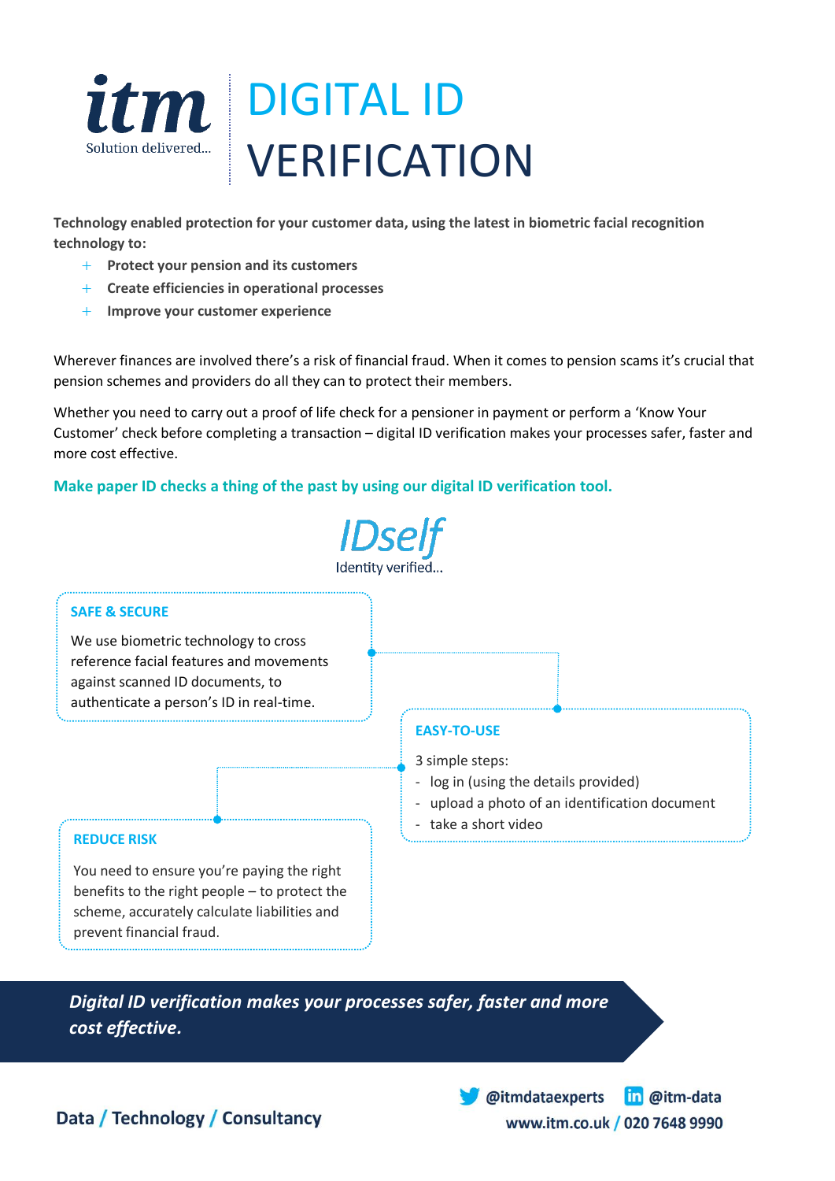itm
Solution delivered...

# DIGITAL ID VERIFICATION

**Technology enabled protection for your customer data, using the latest in biometric facial recognition technology to:**

- **Protect your pension and its customers**
- **Create efficiencies in operational processes**
- **Improve your customer experience**

Wherever finances are involved there's a risk of financial fraud. When it comes to pension scams it's crucial that pension schemes and providers do all they can to protect their members.

Whether you need to carry out a proof of life check for a pensioner in payment or perform a 'Know Your Customer' check before completing a transaction – digital ID verification makes your processes safer, faster and more cost effective.

**Make paper ID checks a thing of the past by using our digital ID verification tool.**

IDself
Identity verified...

### SAFE & SECURE

We use biometric technology to cross reference facial features and movements against scanned ID documents, to authenticate a person's ID in real-time.

### EASY-TO-USE

3 simple steps:

- log in (using the details provided)
- upload a photo of an identification document
- take a short video

### REDUCE RISK

You need to ensure you're paying the right benefits to the right people – to protect the scheme, accurately calculate liabilities and prevent financial fraud.

***Digital ID verification makes your processes safer, faster and more cost effective.***

**Data / Technology / Consultancy**

@itmdataexperts @itm-data
www.itm.co.uk / 020 7648 9990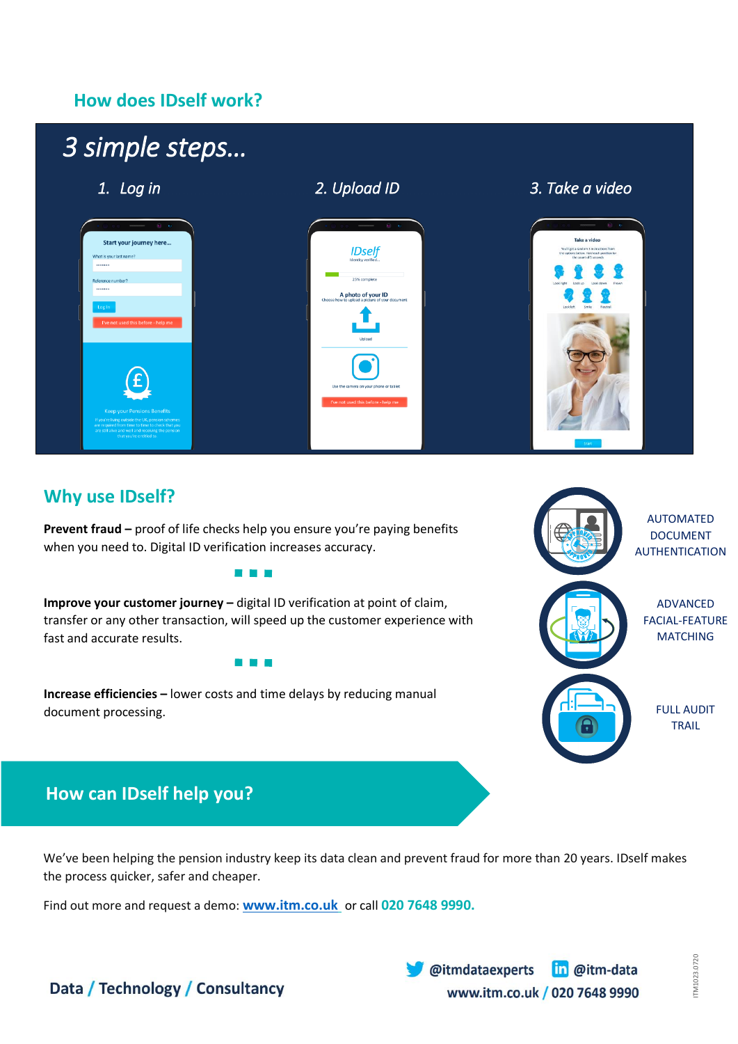## How does IDself work?

*3 simple steps…*

1. *Log in*
2. *Upload ID*
3. *Take a video*

## Why use IDself?

**Prevent fraud –** proof of life checks help you ensure you're paying benefits when you need to. Digital ID verification increases accuracy.

**Improve your customer journey –** digital ID verification at point of claim, transfer or any other transaction, will speed up the customer experience with fast and accurate results.

**Increase efficiencies –** lower costs and time delays by reducing manual document processing.

AUTOMATED DOCUMENT AUTHENTICATION

ADVANCED FACIAL-FEATURE MATCHING

FULL AUDIT TRAIL

## How can IDself help you?

We've been helping the pension industry keep its data clean and prevent fraud for more than 20 years. IDself makes the process quicker, safer and cheaper.

Find out more and request a demo: [www.itm.co.uk](http://www.itm.co.uk) or call **020 7648 9990.**

**Data / Technology / Consultancy**

@itmdataexperts @itm-data

www.itm.co.uk / 020 7648 9990

ITM1023.0720